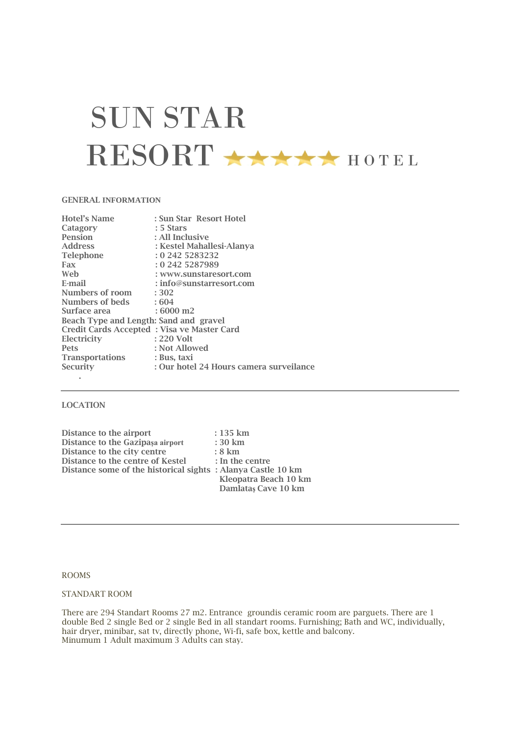# SUN STAR RESORT ★★★★★ HOTEL

## GENERAL INFORMATION

| | |
|---|---|
| **Hotel's Name** | **: Sun Star Resort Hotel** |
| **Catagory** | **: 5 Stars** |
| **Pension** | **: All Inclusive** |
| **Address** | **: Kestel Mahallesi-Alanya** |
| **Telephone** | **: 0 242 5283232** |
| **Fax** | **: 0 242 5287989** |
| **Web** | **: www.sunstaresort.com** |
| **E-mail** | **: info@sunstarresort.com** |
| **Numbers of room** | **: 302** |
| **Numbers of beds** | **: 604** |
| **Surface area** | **: 6000 m2** |
| **Beach Type and Length** | **: Sand and gravel** |
| **Credit Cards Accepted** | **: Visa ve Master Card** |
| **Electricity** | **: 220 Volt** |
| **Pets** | **: Not Allowed** |
| **Transportations** | **: Bus, taxi** |
| **Security** | **: Our hotel 24 Hours camera surveilance** |

.

---

## LOCATION

| | |
|---|---|
| **Distance to the airport** | **: 135 km** |
| **Distance to the Gazipaşa airport** | **: 30 km** |
| **Distance to the city centre** | **: 8 km** |
| **Distance to the centre of Kestel** | **: In the centre** |
| **Distance some of the historical sights** | **: Alanya Castle 10 km** |
| | **Kleopatra Beach 10 km** |
| | **Damlataş Cave 10 km** |

---

## ROOMS

### STANDART ROOM

There are 294 Standart Rooms 27 m2. Entrance groundis ceramic room are parguets. There are 1 double Bed 2 single Bed or 2 single Bed in all standart rooms. Furnishing; Bath and WC, individually, hair dryer, minibar, sat tv, directly phone, Wi-fi, safe box, kettle and balcony.
Minumum 1 Adult maximum 3 Adults can stay.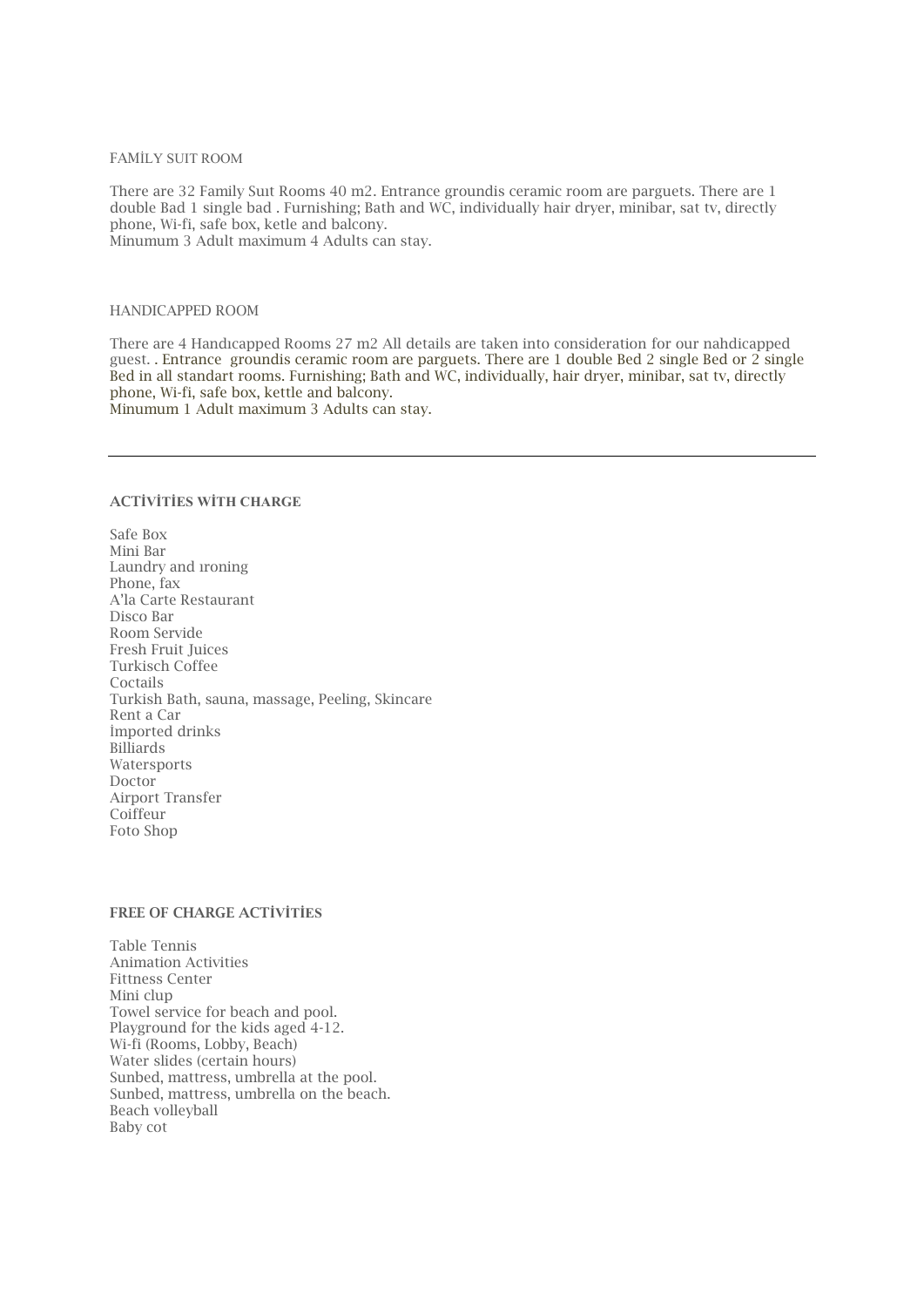FAMİLY SUIT ROOM

There are 32 Family Suıt Rooms 40 m2. Entrance groundis ceramic room are parguets. There are 1 double Bad 1 single bad . Furnishing; Bath and WC, individually hair dryer, minibar, sat tv, directly phone, Wi-fi, safe box, ketle and balcony.
Minumum 3 Adult maximum 4 Adults can stay.

HANDICAPPED ROOM

There are 4 Handıcapped Rooms 27 m2 All details are taken into consideration for our nahdicapped guest. . Entrance groundis ceramic room are parguets. There are 1 double Bed 2 single Bed or 2 single Bed in all standart rooms. Furnishing; Bath and WC, individually, hair dryer, minibar, sat tv, directly phone, Wi-fi, safe box, kettle and balcony.
Minumum 1 Adult maximum 3 Adults can stay.

---

**ACTİVİTİES WİTH CHARGE**

Safe Box
Mini Bar
Laundry and ıroning
Phone, fax
A'la Carte Restaurant
Disco Bar
Room Servide
Fresh Fruit Juices
Turkisch Coffee
Coctails
Turkish Bath, sauna, massage, Peeling, Skincare
Rent a Car
İmported drinks
Billiards
Watersports
Doctor
Airport Transfer
Coiffeur
Foto Shop

**FREE OF CHARGE ACTİVİTİES**

Table Tennis
Animation Activities
Fittness Center
Mini clup
Towel service for beach and pool.
Playground for the kids aged 4-12.
Wi-fi (Rooms, Lobby, Beach)
Water slides (certain hours)
Sunbed, mattress, umbrella at the pool.
Sunbed, mattress, umbrella on the beach.
Beach volleyball
Baby cot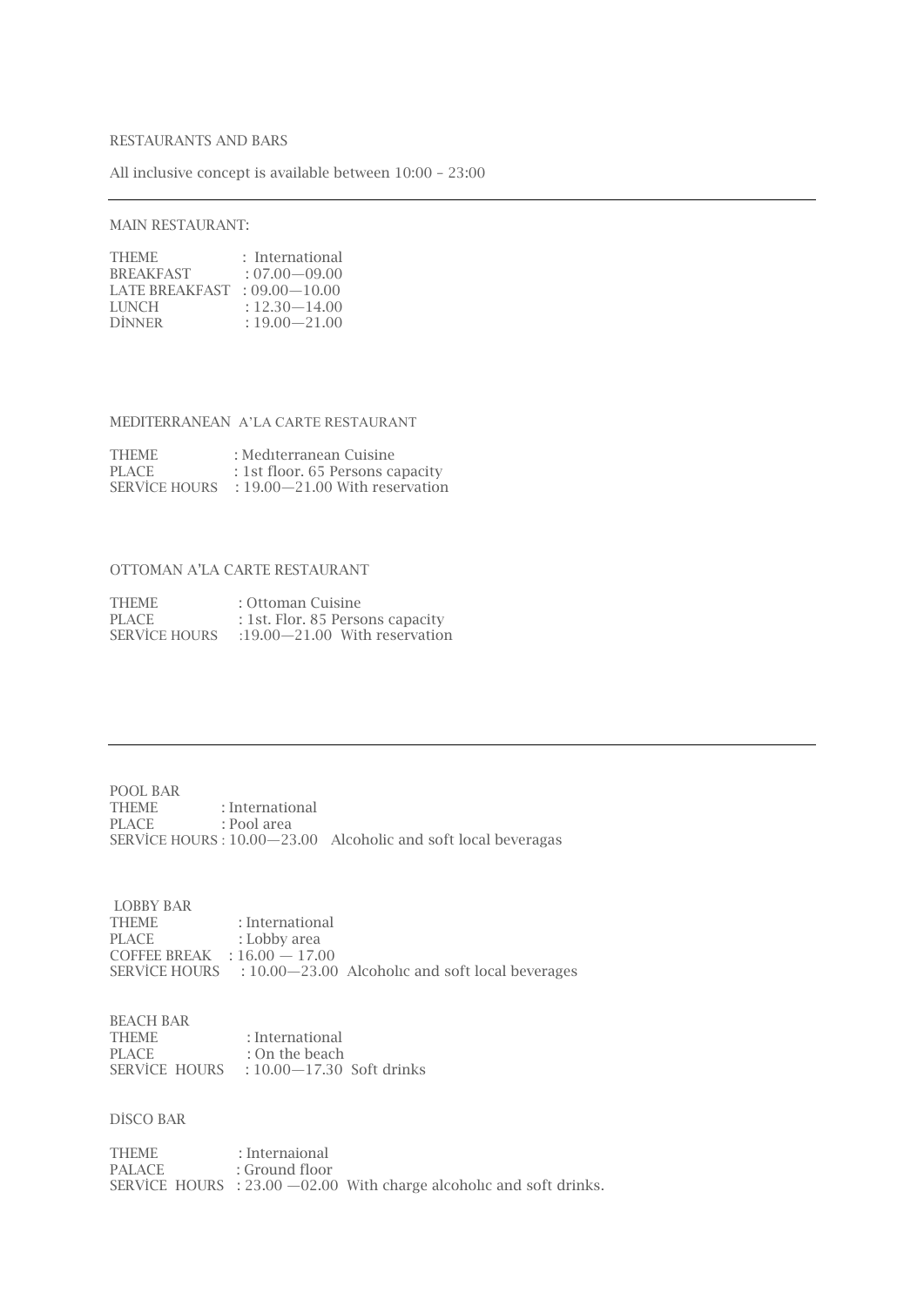RESTAURANTS AND BARS

All inclusive concept is available between 10:00 – 23:00

---

MAIN RESTAURANT:

THEME : International
BREAKFAST : 07.00—09.00
LATE BREAKFAST : 09.00—10.00
LUNCH : 12.30—14.00
DİNNER : 19.00—21.00

MEDITERRANEAN A'LA CARTE RESTAURANT

THEME : Medıterranean Cuisine
PLACE : 1st floor. 65 Persons capacity
SERVİCE HOURS : 19.00—21.00 With reservation

OTTOMAN A'LA CARTE RESTAURANT

THEME : Ottoman Cuisine
PLACE : 1st. Flor. 85 Persons capacity
SERVİCE HOURS :19.00—21.00 With reservation

---

POOL BAR
THEME : International
PLACE : Pool area
SERVİCE HOURS : 10.00—23.00 Alcoholic and soft local beveragas

LOBBY BAR
THEME : International
PLACE : Lobby area
COFFEE BREAK : 16.00 — 17.00
SERVİCE HOURS : 10.00—23.00 Alcoholıc and soft local beverages

BEACH BAR
THEME : International
PLACE : On the beach
SERVİCE HOURS : 10.00—17.30 Soft drinks

DİSCO BAR

THEME : Internaional
PALACE : Ground floor
SERVİCE HOURS : 23.00 —02.00 With charge alcoholıc and soft drinks.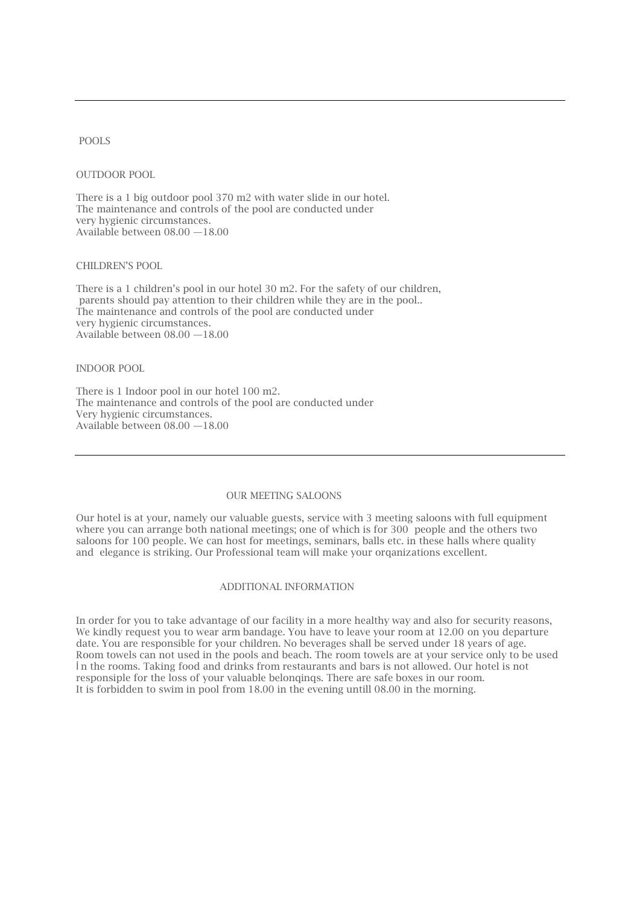---

## POOLS

### OUTDOOR POOL

There is a 1 big outdoor pool 370 m2 with water slide in our hotel.
The maintenance and controls of the pool are conducted under
very hygienic circumstances.
Available between 08.00 —18.00

### CHILDREN'S POOL

There is a 1 children's pool in our hotel 30 m2. For the safety of our children,
parents should pay attention to their children while they are in the pool..
The maintenance and controls of the pool are conducted under
very hygienic circumstances.
Available between 08.00 —18.00

### INDOOR POOL

There is 1 Indoor pool in our hotel 100 m2.
The maintenance and controls of the pool are conducted under
Very hygienic circumstances.
Available between 08.00 —18.00

---

## OUR MEETING SALOONS

Our hotel is at your, namely our valuable guests, service with 3 meeting saloons with full equipment where you can arrange both national meetings; one of which is for 300 people and the others two saloons for 100 people. We can host for meetings, seminars, balls etc. in these halls where quality and elegance is striking. Our Professional team will make your orqanizations excellent.

## ADDITIONAL INFORMATION

In order for you to take advantage of our facility in a more healthy way and also for security reasons, We kindly request you to wear arm bandage. You have to leave your room at 12.00 on you departure date. You are responsible for your children. No beverages shall be served under 18 years of age. Room towels can not used in the pools and beach. The room towels are at your service only to be used l n the rooms. Taking food and drinks from restaurants and bars is not allowed. Our hotel is not responsiple for the loss of your valuable belonqinqs. There are safe boxes in our room.
It is forbidden to swim in pool from 18.00 in the evening untill 08.00 in the morning.